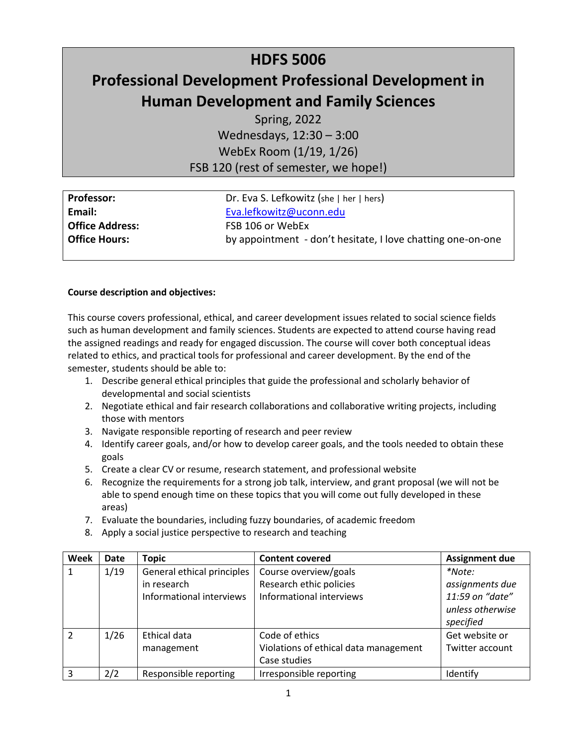# HDFS 5006

# Professional Development Professional Development in Human Development and Family Sciences

Spring, 2022

Wednesdays, 12:30 – 3:00

WebEx Room (1/19, 1/26)

FSB 120 (rest of semester, we hope!)

| | |
|---|---|
| **Professor:** | Dr. Eva S. Lefkowitz (she \| her \| hers) |
| **Email:** | Eva.lefkowitz@uconn.edu |
| **Office Address:** | FSB 106 or WebEx |
| **Office Hours:** | by appointment - don't hesitate, I love chatting one-on-one |

**Course description and objectives:**

This course covers professional, ethical, and career development issues related to social science fields such as human development and family sciences. Students are expected to attend course having read the assigned readings and ready for engaged discussion. The course will cover both conceptual ideas related to ethics, and practical tools for professional and career development. By the end of the semester, students should be able to:

1. Describe general ethical principles that guide the professional and scholarly behavior of developmental and social scientists
2. Negotiate ethical and fair research collaborations and collaborative writing projects, including those with mentors
3. Navigate responsible reporting of research and peer review
4. Identify career goals, and/or how to develop career goals, and the tools needed to obtain these goals
5. Create a clear CV or resume, research statement, and professional website
6. Recognize the requirements for a strong job talk, interview, and grant proposal (we will not be able to spend enough time on these topics that you will come out fully developed in these areas)
7. Evaluate the boundaries, including fuzzy boundaries, of academic freedom
8. Apply a social justice perspective to research and teaching

| Week | Date | Topic | Content covered | Assignment due |
|---|---|---|---|---|
| 1 | 1/19 | General ethical principles in research<br>Informational interviews | Course overview/goals<br>Research ethic policies<br>Informational interviews | *\*Note: assignments due 11:59 on "date" unless otherwise specified* |
| 2 | 1/26 | Ethical data management | Code of ethics<br>Violations of ethical data management<br>Case studies | Get website or Twitter account |
| 3 | 2/2 | Responsible reporting | Irresponsible reporting | Identify |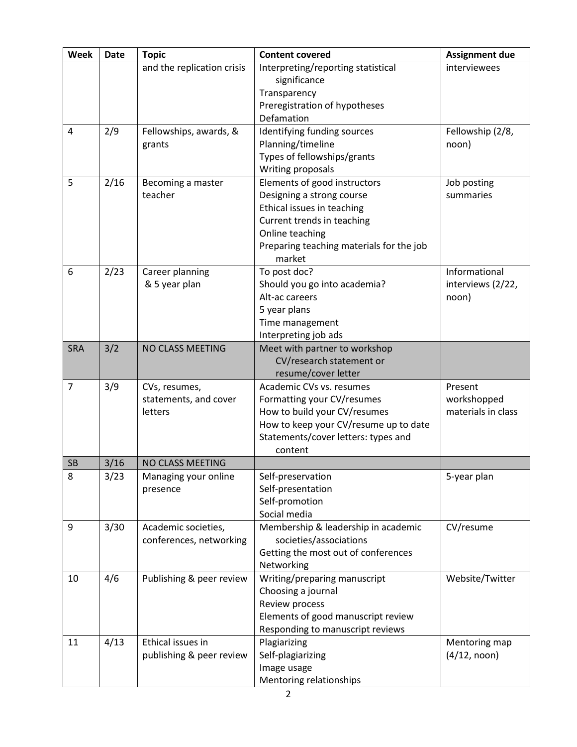| Week | Date | Topic | Content covered | Assignment due |
|---|---|---|---|---|
| | | and the replication crisis | Interpreting/reporting statistical significance<br>Transparency<br>Preregistration of hypotheses<br>Defamation | interviewees |
| 4 | 2/9 | Fellowships, awards, & grants | Identifying funding sources<br>Planning/timeline<br>Types of fellowships/grants<br>Writing proposals | Fellowship (2/8, noon) |
| 5 | 2/16 | Becoming a master teacher | Elements of good instructors<br>Designing a strong course<br>Ethical issues in teaching<br>Current trends in teaching<br>Online teaching<br>Preparing teaching materials for the job market | Job posting summaries |
| 6 | 2/23 | Career planning & 5 year plan | To post doc?<br>Should you go into academia?<br>Alt-ac careers<br>5 year plans<br>Time management<br>Interpreting job ads | Informational interviews (2/22, noon) |
| SRA | 3/2 | NO CLASS MEETING | Meet with partner to workshop CV/research statement or resume/cover letter | |
| 7 | 3/9 | CVs, resumes, statements, and cover letters | Academic CVs vs. resumes<br>Formatting your CV/resumes<br>How to build your CV/resumes<br>How to keep your CV/resume up to date<br>Statements/cover letters: types and content | Present workshopped materials in class |
| SB | 3/16 | NO CLASS MEETING | | |
| 8 | 3/23 | Managing your online presence | Self-preservation<br>Self-presentation<br>Self-promotion<br>Social media | 5-year plan |
| 9 | 3/30 | Academic societies, conferences, networking | Membership & leadership in academic societies/associations<br>Getting the most out of conferences<br>Networking | CV/resume |
| 10 | 4/6 | Publishing & peer review | Writing/preparing manuscript<br>Choosing a journal<br>Review process<br>Elements of good manuscript review<br>Responding to manuscript reviews | Website/Twitter |
| 11 | 4/13 | Ethical issues in publishing & peer review | Plagiarizing<br>Self-plagiarizing<br>Image usage<br>Mentoring relationships | Mentoring map (4/12, noon) |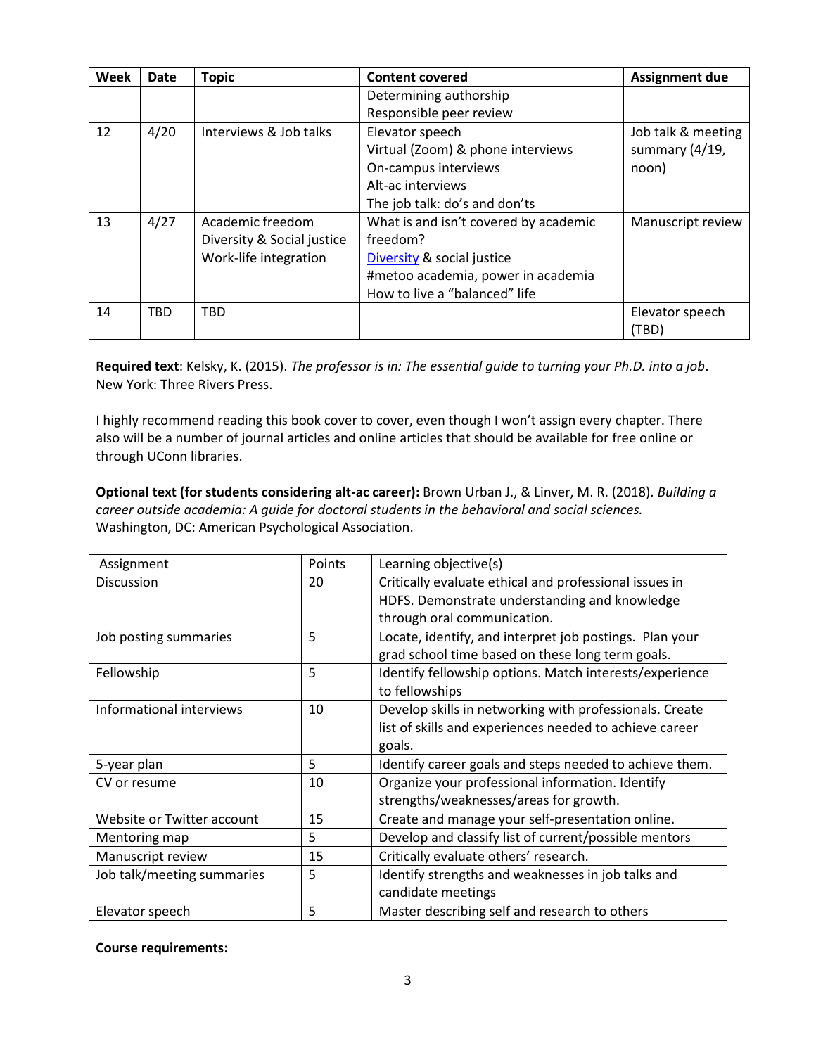| Week | Date | Topic | Content covered | Assignment due |
|---|---|---|---|---|
| | | | Determining authorship<br>Responsible peer review | |
| 12 | 4/20 | Interviews & Job talks | Elevator speech<br>Virtual (Zoom) & phone interviews<br>On-campus interviews<br>Alt-ac interviews<br>The job talk: do's and don'ts | Job talk & meeting summary (4/19, noon) |
| 13 | 4/27 | Academic freedom<br>Diversity & Social justice<br>Work-life integration | What is and isn't covered by academic freedom?<br>Diversity & social justice<br>#metoo academia, power in academia<br>How to live a "balanced" life | Manuscript review |
| 14 | TBD | TBD | | Elevator speech (TBD) |

**Required text**: Kelsky, K. (2015). *The professor is in: The essential guide to turning your Ph.D. into a job*. New York: Three Rivers Press.

I highly recommend reading this book cover to cover, even though I won't assign every chapter. There also will be a number of journal articles and online articles that should be available for free online or through UConn libraries.

**Optional text (for students considering alt-ac career):** Brown Urban J., & Linver, M. R. (2018). *Building a career outside academia: A guide for doctoral students in the behavioral and social sciences.* Washington, DC: American Psychological Association.

| Assignment | Points | Learning objective(s) |
|---|---|---|
| Discussion | 20 | Critically evaluate ethical and professional issues in HDFS. Demonstrate understanding and knowledge through oral communication. |
| Job posting summaries | 5 | Locate, identify, and interpret job postings. Plan your grad school time based on these long term goals. |
| Fellowship | 5 | Identify fellowship options. Match interests/experience to fellowships |
| Informational interviews | 10 | Develop skills in networking with professionals. Create list of skills and experiences needed to achieve career goals. |
| 5-year plan | 5 | Identify career goals and steps needed to achieve them. |
| CV or resume | 10 | Organize your professional information. Identify strengths/weaknesses/areas for growth. |
| Website or Twitter account | 15 | Create and manage your self-presentation online. |
| Mentoring map | 5 | Develop and classify list of current/possible mentors |
| Manuscript review | 15 | Critically evaluate others' research. |
| Job talk/meeting summaries | 5 | Identify strengths and weaknesses in job talks and candidate meetings |
| Elevator speech | 5 | Master describing self and research to others |

**Course requirements:**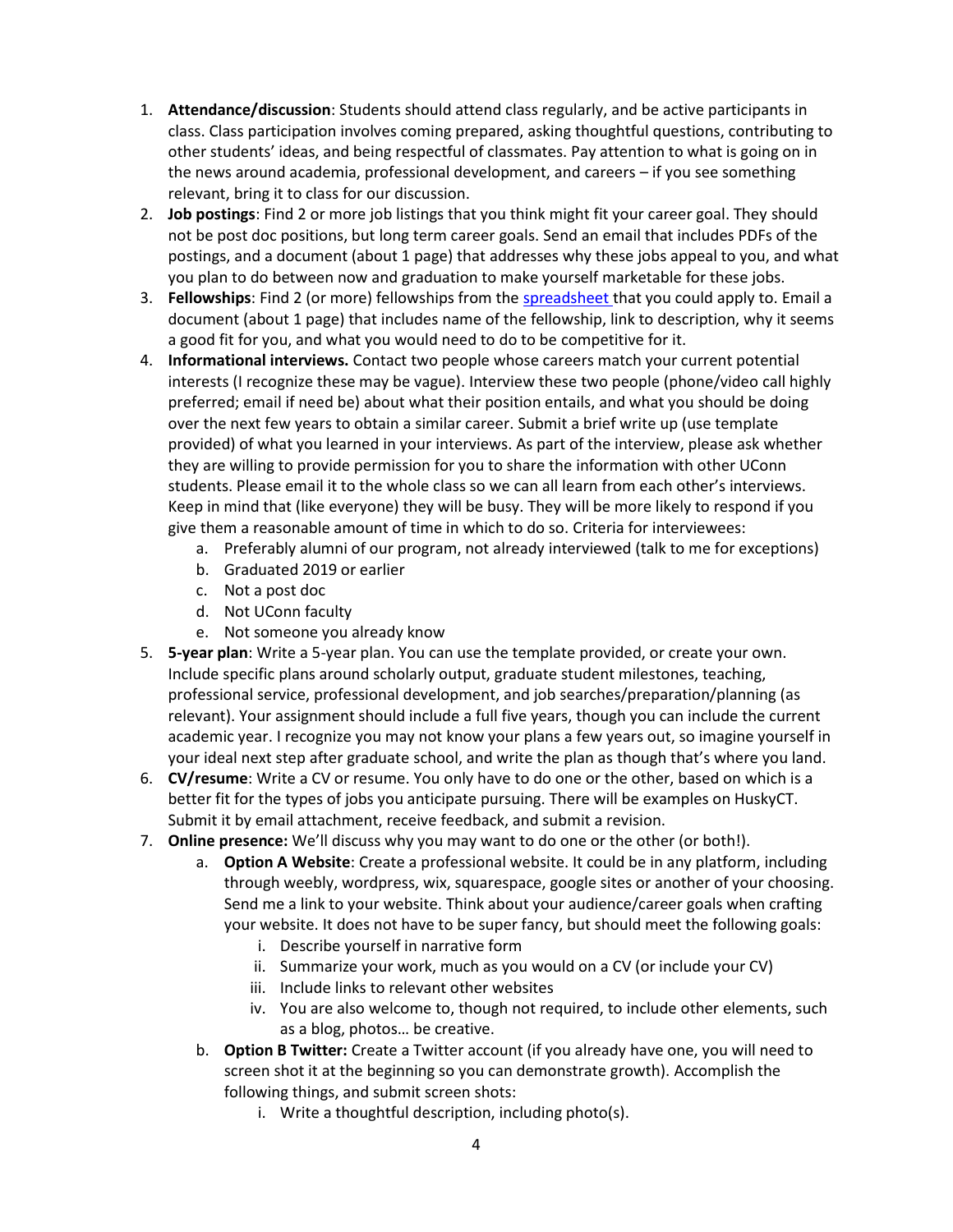1. **Attendance/discussion**: Students should attend class regularly, and be active participants in class. Class participation involves coming prepared, asking thoughtful questions, contributing to other students' ideas, and being respectful of classmates. Pay attention to what is going on in the news around academia, professional development, and careers – if you see something relevant, bring it to class for our discussion.
2. **Job postings**: Find 2 or more job listings that you think might fit your career goal. They should not be post doc positions, but long term career goals. Send an email that includes PDFs of the postings, and a document (about 1 page) that addresses why these jobs appeal to you, and what you plan to do between now and graduation to make yourself marketable for these jobs.
3. **Fellowships**: Find 2 (or more) fellowships from the spreadsheet that you could apply to. Email a document (about 1 page) that includes name of the fellowship, link to description, why it seems a good fit for you, and what you would need to do to be competitive for it.
4. **Informational interviews.** Contact two people whose careers match your current potential interests (I recognize these may be vague). Interview these two people (phone/video call highly preferred; email if need be) about what their position entails, and what you should be doing over the next few years to obtain a similar career. Submit a brief write up (use template provided) of what you learned in your interviews. As part of the interview, please ask whether they are willing to provide permission for you to share the information with other UConn students. Please email it to the whole class so we can all learn from each other's interviews. Keep in mind that (like everyone) they will be busy. They will be more likely to respond if you give them a reasonable amount of time in which to do so. Criteria for interviewees:
    a. Preferably alumni of our program, not already interviewed (talk to me for exceptions)
    b. Graduated 2019 or earlier
    c. Not a post doc
    d. Not UConn faculty
    e. Not someone you already know
5. **5-year plan**: Write a 5-year plan. You can use the template provided, or create your own. Include specific plans around scholarly output, graduate student milestones, teaching, professional service, professional development, and job searches/preparation/planning (as relevant). Your assignment should include a full five years, though you can include the current academic year. I recognize you may not know your plans a few years out, so imagine yourself in your ideal next step after graduate school, and write the plan as though that's where you land.
6. **CV/resume**: Write a CV or resume. You only have to do one or the other, based on which is a better fit for the types of jobs you anticipate pursuing. There will be examples on HuskyCT. Submit it by email attachment, receive feedback, and submit a revision.
7. **Online presence:** We'll discuss why you may want to do one or the other (or both!).
    a. **Option A Website**: Create a professional website. It could be in any platform, including through weebly, wordpress, wix, squarespace, google sites or another of your choosing. Send me a link to your website. Think about your audience/career goals when crafting your website. It does not have to be super fancy, but should meet the following goals:
        i. Describe yourself in narrative form
        ii. Summarize your work, much as you would on a CV (or include your CV)
        iii. Include links to relevant other websites
        iv. You are also welcome to, though not required, to include other elements, such as a blog, photos… be creative.
    b. **Option B Twitter:** Create a Twitter account (if you already have one, you will need to screen shot it at the beginning so you can demonstrate growth). Accomplish the following things, and submit screen shots:
        i. Write a thoughtful description, including photo(s).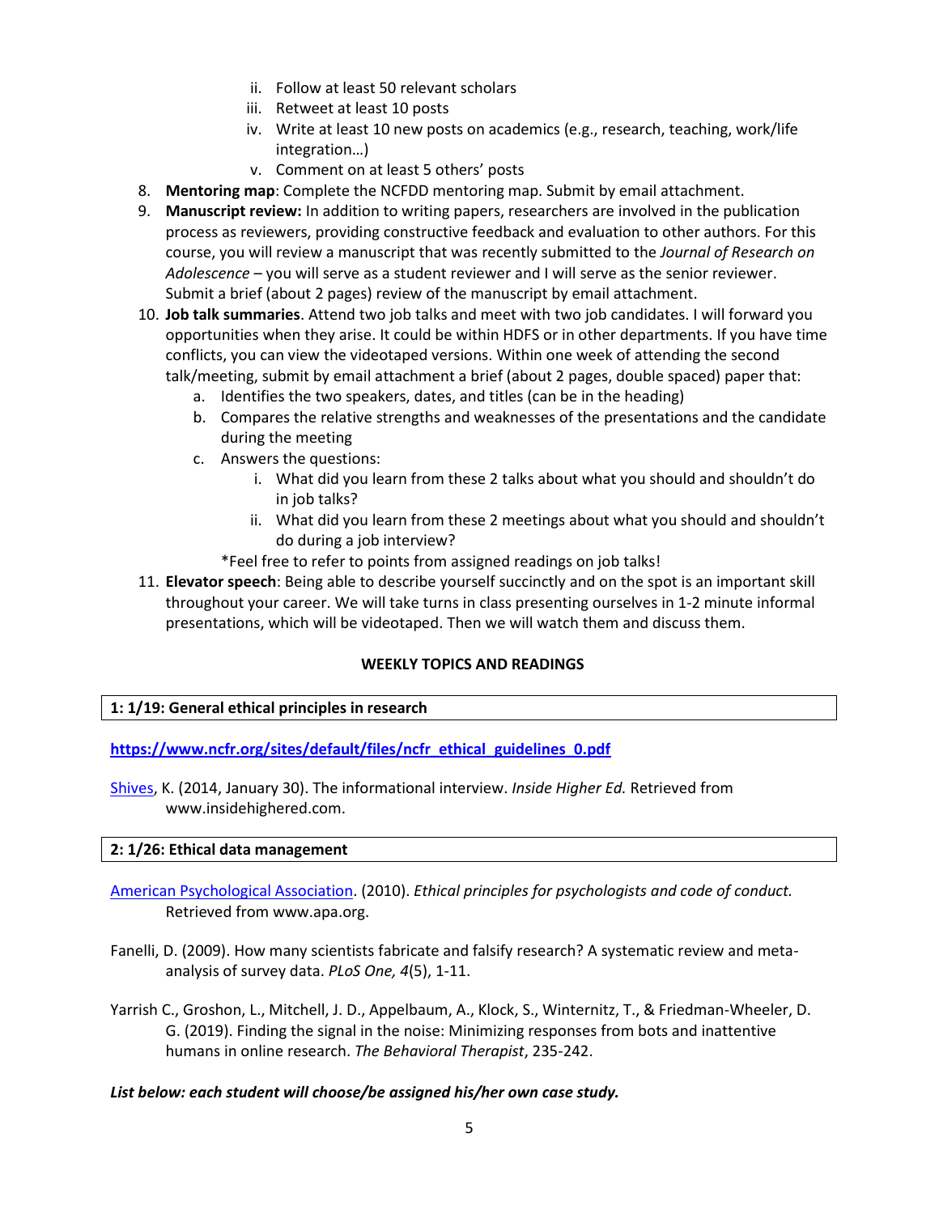ii. Follow at least 50 relevant scholars
   iii. Retweet at least 10 posts
   iv. Write at least 10 new posts on academics (e.g., research, teaching, work/life integration…)
   v. Comment on at least 5 others' posts

8. **Mentoring map**: Complete the NCFDD mentoring map. Submit by email attachment.
9. **Manuscript review:** In addition to writing papers, researchers are involved in the publication process as reviewers, providing constructive feedback and evaluation to other authors. For this course, you will review a manuscript that was recently submitted to the *Journal of Research on Adolescence* – you will serve as a student reviewer and I will serve as the senior reviewer. Submit a brief (about 2 pages) review of the manuscript by email attachment.
10. **Job talk summaries**. Attend two job talks and meet with two job candidates. I will forward you opportunities when they arise. It could be within HDFS or in other departments. If you have time conflicts, you can view the videotaped versions. Within one week of attending the second talk/meeting, submit by email attachment a brief (about 2 pages, double spaced) paper that:
    a. Identifies the two speakers, dates, and titles (can be in the heading)
    b. Compares the relative strengths and weaknesses of the presentations and the candidate during the meeting
    c. Answers the questions:
       i. What did you learn from these 2 talks about what you should and shouldn't do in job talks?
       ii. What did you learn from these 2 meetings about what you should and shouldn't do during a job interview?

    *Feel free to refer to points from assigned readings on job talks!
11. **Elevator speech**: Being able to describe yourself succinctly and on the spot is an important skill throughout your career. We will take turns in class presenting ourselves in 1-2 minute informal presentations, which will be videotaped. Then we will watch them and discuss them.

## WEEKLY TOPICS AND READINGS

### 1: 1/19: General ethical principles in research

https://www.ncfr.org/sites/default/files/ncfr_ethical_guidelines_0.pdf

Shives, K. (2014, January 30). The informational interview. *Inside Higher Ed.* Retrieved from www.insidehighered.com.

### 2: 1/26: Ethical data management

American Psychological Association. (2010). *Ethical principles for psychologists and code of conduct.* Retrieved from www.apa.org.

Fanelli, D. (2009). How many scientists fabricate and falsify research? A systematic review and meta-analysis of survey data. *PLoS One, 4*(5), 1-11.

Yarrish C., Groshon, L., Mitchell, J. D., Appelbaum, A., Klock, S., Winternitz, T., & Friedman-Wheeler, D. G. (2019). Finding the signal in the noise: Minimizing responses from bots and inattentive humans in online research. *The Behavioral Therapist*, 235-242.

***List below: each student will choose/be assigned his/her own case study.***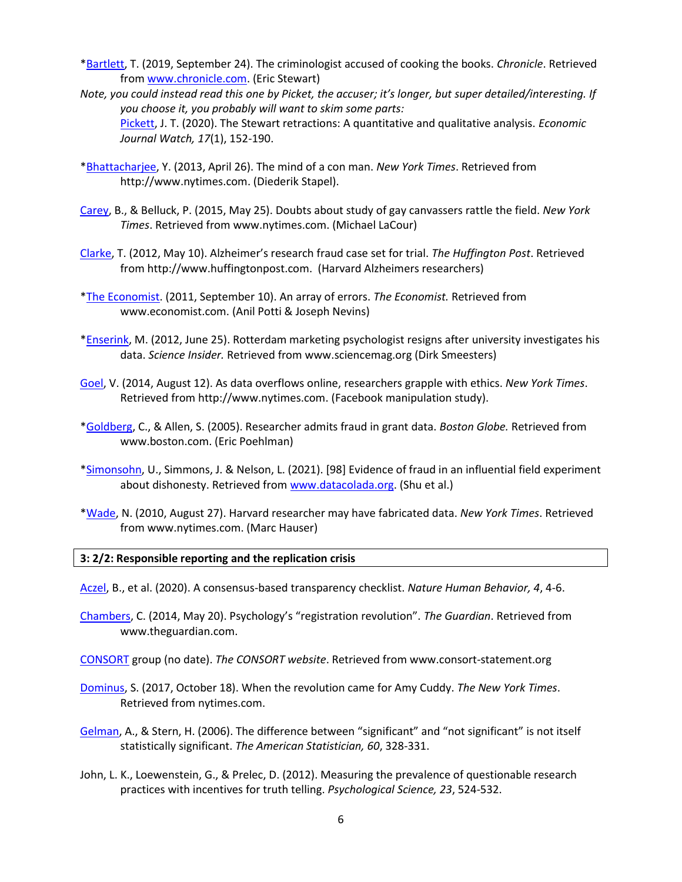*Bartlett, T. (2019, September 24). The criminologist accused of cooking the books. *Chronicle*. Retrieved from www.chronicle.com. (Eric Stewart)

*Note, you could instead read this one by Picket, the accuser; it's longer, but super detailed/interesting. If you choose it, you probably will want to skim some parts:*
Pickett, J. T. (2020). The Stewart retractions: A quantitative and qualitative analysis. *Economic Journal Watch, 17*(1), 152-190.

*Bhattacharjee, Y. (2013, April 26). The mind of a con man. *New York Times*. Retrieved from http://www.nytimes.com. (Diederik Stapel).

Carey, B., & Belluck, P. (2015, May 25). Doubts about study of gay canvassers rattle the field. *New York Times*. Retrieved from www.nytimes.com. (Michael LaCour)

Clarke, T. (2012, May 10). Alzheimer's research fraud case set for trial. *The Huffington Post*. Retrieved from http://www.huffingtonpost.com. (Harvard Alzheimers researchers)

*The Economist. (2011, September 10). An array of errors. *The Economist.* Retrieved from www.economist.com. (Anil Potti & Joseph Nevins)

*Enserink, M. (2012, June 25). Rotterdam marketing psychologist resigns after university investigates his data. *Science Insider.* Retrieved from www.sciencemag.org (Dirk Smeesters)

Goel, V. (2014, August 12). As data overflows online, researchers grapple with ethics. *New York Times*. Retrieved from http://www.nytimes.com. (Facebook manipulation study).

*Goldberg, C., & Allen, S. (2005). Researcher admits fraud in grant data. *Boston Globe.* Retrieved from www.boston.com. (Eric Poehlman)

*Simonsohn, U., Simmons, J. & Nelson, L. (2021). [98] Evidence of fraud in an influential field experiment about dishonesty. Retrieved from www.datacolada.org. (Shu et al.)

*Wade, N. (2010, August 27). Harvard researcher may have fabricated data. *New York Times*. Retrieved from www.nytimes.com. (Marc Hauser)

## 3: 2/2: Responsible reporting and the replication crisis

Aczel, B., et al. (2020). A consensus-based transparency checklist. *Nature Human Behavior, 4*, 4-6.

Chambers, C. (2014, May 20). Psychology's "registration revolution". *The Guardian*. Retrieved from www.theguardian.com.

CONSORT group (no date). *The CONSORT website*. Retrieved from www.consort-statement.org

Dominus, S. (2017, October 18). When the revolution came for Amy Cuddy. *The New York Times*. Retrieved from nytimes.com.

Gelman, A., & Stern, H. (2006). The difference between "significant" and "not significant" is not itself statistically significant. *The American Statistician, 60*, 328-331.

John, L. K., Loewenstein, G., & Prelec, D. (2012). Measuring the prevalence of questionable research practices with incentives for truth telling. *Psychological Science, 23*, 524-532.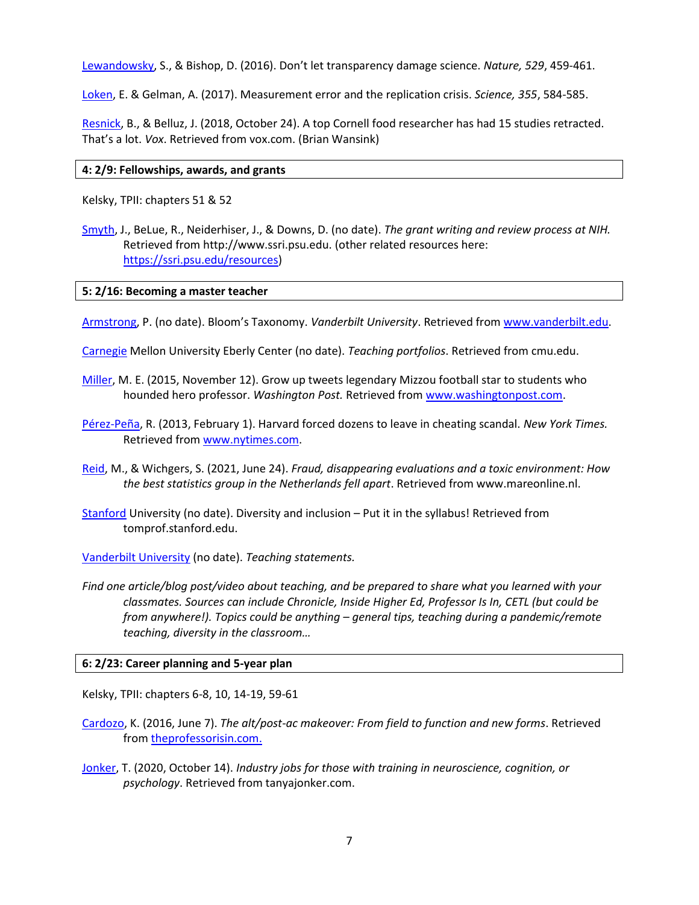Lewandowsky, S., & Bishop, D. (2016). Don't let transparency damage science. *Nature, 529*, 459-461.

Loken, E. & Gelman, A. (2017). Measurement error and the replication crisis. *Science, 355*, 584-585.

Resnick, B., & Belluz, J. (2018, October 24). A top Cornell food researcher has had 15 studies retracted. That's a lot. *Vox*. Retrieved from vox.com. (Brian Wansink)

**4: 2/9: Fellowships, awards, and grants**

Kelsky, TPII: chapters 51 & 52

Smyth, J., BeLue, R., Neiderhiser, J., & Downs, D. (no date). *The grant writing and review process at NIH.* Retrieved from http://www.ssri.psu.edu. (other related resources here: https://ssri.psu.edu/resources)

**5: 2/16: Becoming a master teacher**

Armstrong, P. (no date). Bloom's Taxonomy. *Vanderbilt University*. Retrieved from www.vanderbilt.edu.

Carnegie Mellon University Eberly Center (no date). *Teaching portfolios*. Retrieved from cmu.edu.

Miller, M. E. (2015, November 12). Grow up tweets legendary Mizzou football star to students who hounded hero professor. *Washington Post.* Retrieved from www.washingtonpost.com.

Pérez-Peña, R. (2013, February 1). Harvard forced dozens to leave in cheating scandal. *New York Times.* Retrieved from www.nytimes.com.

Reid, M., & Wichgers, S. (2021, June 24). *Fraud, disappearing evaluations and a toxic environment: How the best statistics group in the Netherlands fell apart*. Retrieved from www.mareonline.nl.

Stanford University (no date). Diversity and inclusion – Put it in the syllabus! Retrieved from tomprof.stanford.edu.

Vanderbilt University (no date). *Teaching statements.*

*Find one article/blog post/video about teaching, and be prepared to share what you learned with your classmates. Sources can include Chronicle, Inside Higher Ed, Professor Is In, CETL (but could be from anywhere!). Topics could be anything – general tips, teaching during a pandemic/remote teaching, diversity in the classroom…*

**6: 2/23: Career planning and 5-year plan**

Kelsky, TPII: chapters 6-8, 10, 14-19, 59-61

Cardozo, K. (2016, June 7). *The alt/post-ac makeover: From field to function and new forms*. Retrieved from theprofessorisin.com.

Jonker, T. (2020, October 14). *Industry jobs for those with training in neuroscience, cognition, or psychology*. Retrieved from tanyajonker.com.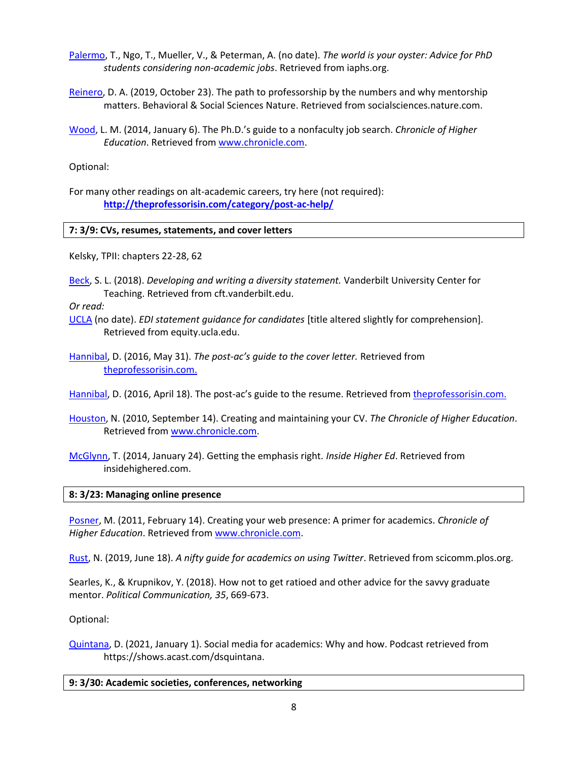Palermo, T., Ngo, T., Mueller, V., & Peterman, A. (no date). *The world is your oyster: Advice for PhD students considering non-academic jobs*. Retrieved from iaphs.org.

Reinero, D. A. (2019, October 23). The path to professorship by the numbers and why mentorship matters. Behavioral & Social Sciences Nature. Retrieved from socialsciences.nature.com.

Wood, L. M. (2014, January 6). The Ph.D.'s guide to a nonfaculty job search. *Chronicle of Higher Education*. Retrieved from www.chronicle.com.

Optional:

For many other readings on alt-academic careers, try here (not required):
**http://theprofessorisin.com/category/post-ac-help/**

**7: 3/9: CVs, resumes, statements, and cover letters**

Kelsky, TPII: chapters 22-28, 62

Beck, S. L. (2018). *Developing and writing a diversity statement.* Vanderbilt University Center for Teaching. Retrieved from cft.vanderbilt.edu.
*Or read:*
UCLA (no date). *EDI statement guidance for candidates* [title altered slightly for comprehension]. Retrieved from equity.ucla.edu.

Hannibal, D. (2016, May 31). *The post-ac's guide to the cover letter.* Retrieved from theprofessorisin.com.

Hannibal, D. (2016, April 18). The post-ac's guide to the resume. Retrieved from theprofessorisin.com.

Houston, N. (2010, September 14). Creating and maintaining your CV. *The Chronicle of Higher Education*. Retrieved from www.chronicle.com.

McGlynn, T. (2014, January 24). Getting the emphasis right. *Inside Higher Ed*. Retrieved from insidehighered.com.

**8: 3/23: Managing online presence**

Posner, M. (2011, February 14). Creating your web presence: A primer for academics. *Chronicle of Higher Education*. Retrieved from www.chronicle.com.

Rust, N. (2019, June 18). *A nifty guide for academics on using Twitter*. Retrieved from scicomm.plos.org.

Searles, K., & Krupnikov, Y. (2018). How not to get ratioed and other advice for the savvy graduate mentor. *Political Communication, 35*, 669-673.

Optional:

Quintana, D. (2021, January 1). Social media for academics: Why and how. Podcast retrieved from https://shows.acast.com/dsquintana.

**9: 3/30: Academic societies, conferences, networking**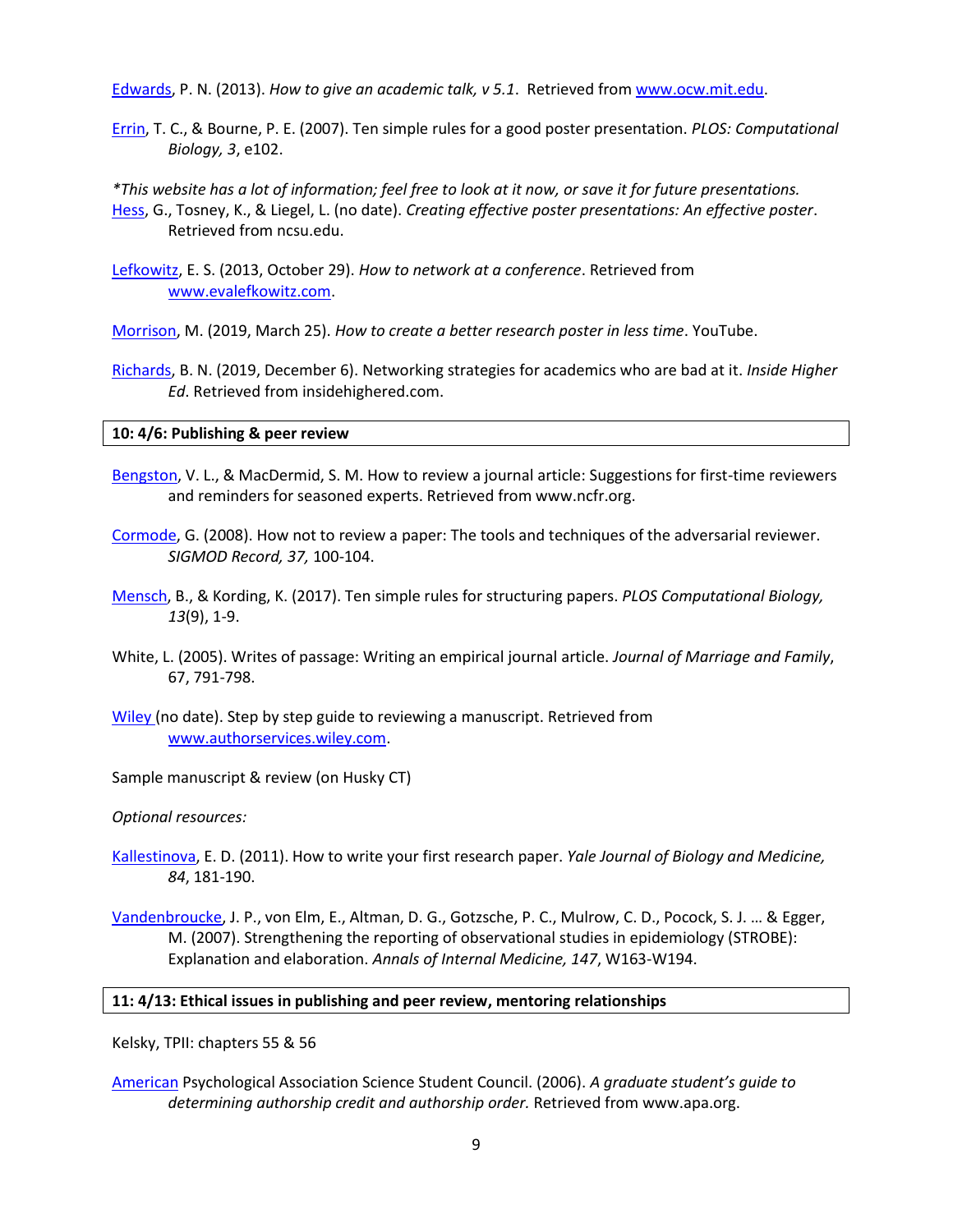Edwards, P. N. (2013). *How to give an academic talk, v 5.1*. Retrieved from www.ocw.mit.edu.

Errin, T. C., & Bourne, P. E. (2007). Ten simple rules for a good poster presentation. *PLOS: Computational Biology, 3*, e102.

*\*This website has a lot of information; feel free to look at it now, or save it for future presentations.*
Hess, G., Tosney, K., & Liegel, L. (no date). *Creating effective poster presentations: An effective poster*. Retrieved from ncsu.edu.

Lefkowitz, E. S. (2013, October 29). *How to network at a conference*. Retrieved from www.evalefkowitz.com.

Morrison, M. (2019, March 25). *How to create a better research poster in less time*. YouTube.

Richards, B. N. (2019, December 6). Networking strategies for academics who are bad at it. *Inside Higher Ed*. Retrieved from insidehighered.com.

**10: 4/6: Publishing & peer review**

Bengston, V. L., & MacDermid, S. M. How to review a journal article: Suggestions for first-time reviewers and reminders for seasoned experts. Retrieved from www.ncfr.org.

Cormode, G. (2008). How not to review a paper: The tools and techniques of the adversarial reviewer. *SIGMOD Record, 37,* 100-104.

Mensch, B., & Kording, K. (2017). Ten simple rules for structuring papers. *PLOS Computational Biology, 13*(9), 1-9.

White, L. (2005). Writes of passage: Writing an empirical journal article. *Journal of Marriage and Family*, 67, 791-798.

Wiley (no date). Step by step guide to reviewing a manuscript. Retrieved from www.authorservices.wiley.com.

Sample manuscript & review (on Husky CT)

*Optional resources:*

Kallestinova, E. D. (2011). How to write your first research paper. *Yale Journal of Biology and Medicine, 84*, 181-190.

Vandenbroucke, J. P., von Elm, E., Altman, D. G., Gotzsche, P. C., Mulrow, C. D., Pocock, S. J. … & Egger, M. (2007). Strengthening the reporting of observational studies in epidemiology (STROBE): Explanation and elaboration. *Annals of Internal Medicine, 147*, W163-W194.

**11: 4/13: Ethical issues in publishing and peer review, mentoring relationships**

Kelsky, TPII: chapters 55 & 56

American Psychological Association Science Student Council. (2006). *A graduate student's guide to determining authorship credit and authorship order.* Retrieved from www.apa.org.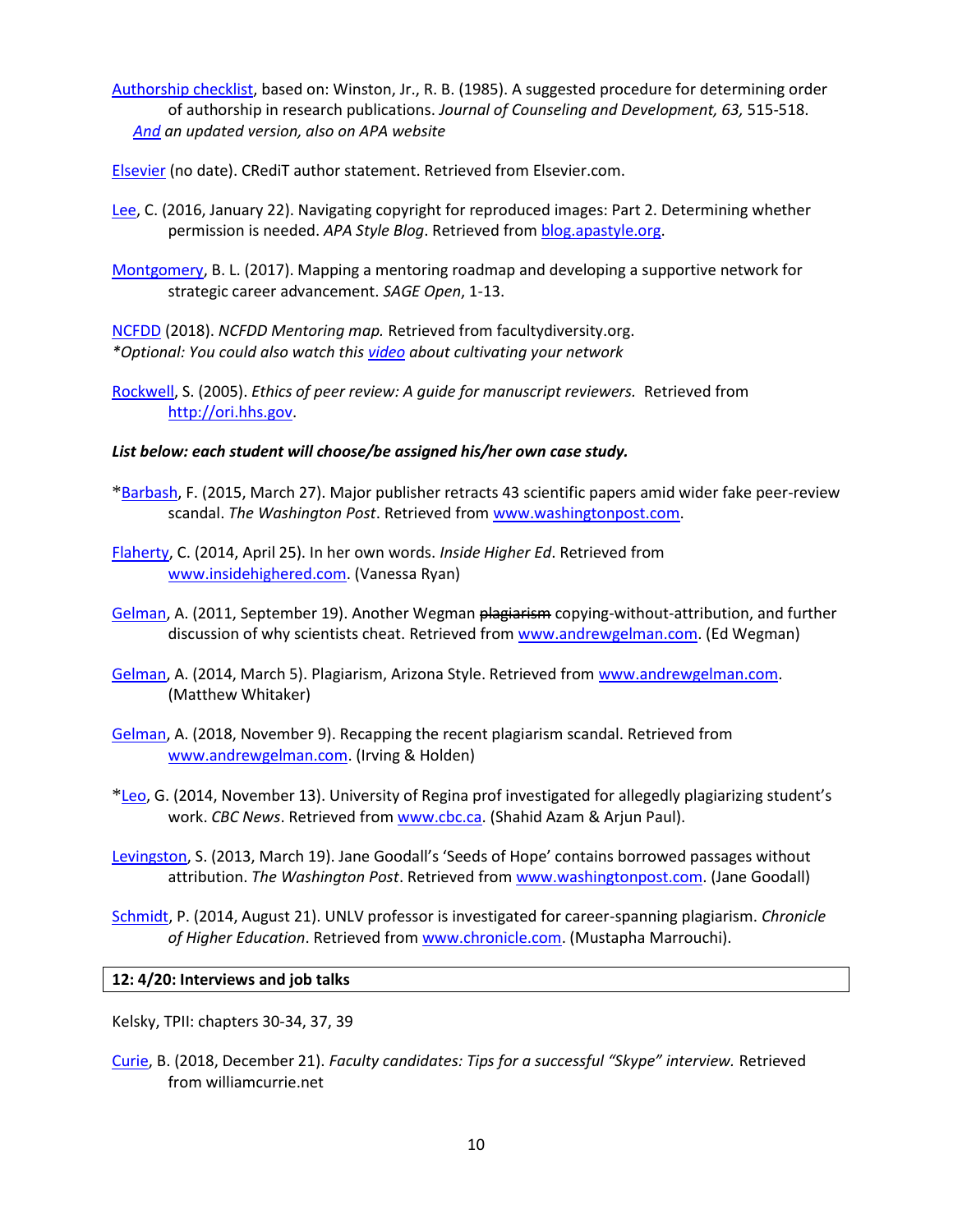Authorship checklist, based on: Winston, Jr., R. B. (1985). A suggested procedure for determining order of authorship in research publications. *Journal of Counseling and Development, 63,* 515-518. *And an updated version, also on APA website*

Elsevier (no date). CRediT author statement. Retrieved from Elsevier.com.

Lee, C. (2016, January 22). Navigating copyright for reproduced images: Part 2. Determining whether permission is needed. *APA Style Blog*. Retrieved from blog.apastyle.org.

Montgomery, B. L. (2017). Mapping a mentoring roadmap and developing a supportive network for strategic career advancement. *SAGE Open*, 1-13.

NCFDD (2018). *NCFDD Mentoring map.* Retrieved from facultydiversity.org.
*\*Optional: You could also watch this video about cultivating your network*

Rockwell, S. (2005). *Ethics of peer review: A guide for manuscript reviewers.* Retrieved from http://ori.hhs.gov.

***List below: each student will choose/be assigned his/her own case study.***

*Barbash, F. (2015, March 27). Major publisher retracts 43 scientific papers amid wider fake peer-review scandal. *The Washington Post*. Retrieved from www.washingtonpost.com.

Flaherty, C. (2014, April 25). In her own words. *Inside Higher Ed*. Retrieved from www.insidehighered.com. (Vanessa Ryan)

Gelman, A. (2011, September 19). Another Wegman ~~plagiarism~~ copying-without-attribution, and further discussion of why scientists cheat. Retrieved from www.andrewgelman.com. (Ed Wegman)

Gelman, A. (2014, March 5). Plagiarism, Arizona Style. Retrieved from www.andrewgelman.com. (Matthew Whitaker)

Gelman, A. (2018, November 9). Recapping the recent plagiarism scandal. Retrieved from www.andrewgelman.com. (Irving & Holden)

*Leo, G. (2014, November 13). University of Regina prof investigated for allegedly plagiarizing student's work. *CBC News*. Retrieved from www.cbc.ca. (Shahid Azam & Arjun Paul).

Levingston, S. (2013, March 19). Jane Goodall's 'Seeds of Hope' contains borrowed passages without attribution. *The Washington Post*. Retrieved from www.washingtonpost.com. (Jane Goodall)

Schmidt, P. (2014, August 21). UNLV professor is investigated for career-spanning plagiarism. *Chronicle of Higher Education*. Retrieved from www.chronicle.com. (Mustapha Marrouchi).

**12: 4/20: Interviews and job talks**

Kelsky, TPII: chapters 30-34, 37, 39

Curie, B. (2018, December 21). *Faculty candidates: Tips for a successful "Skype" interview.* Retrieved from williamcurrie.net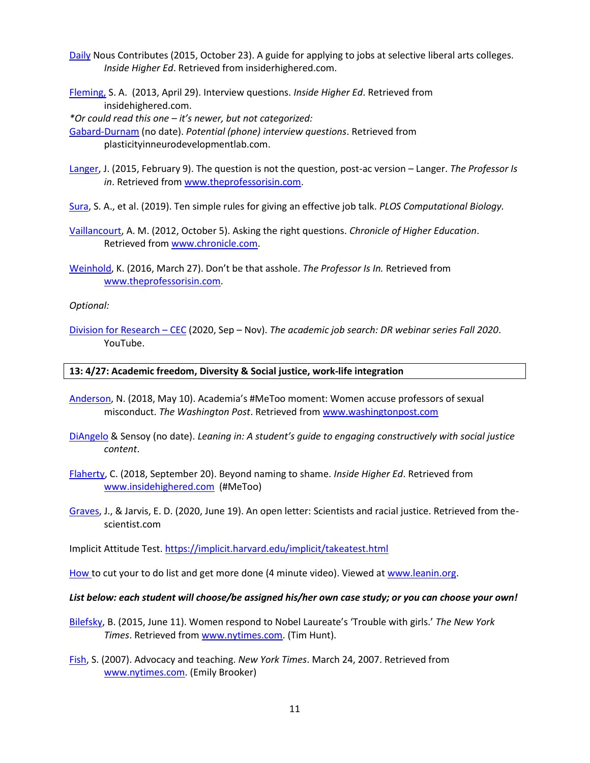Daily Nous Contributes (2015, October 23). A guide for applying to jobs at selective liberal arts colleges. *Inside Higher Ed*. Retrieved from insiderhighered.com.

Fleming, S. A. (2013, April 29). Interview questions. *Inside Higher Ed*. Retrieved from insidehighered.com.

*\*Or could read this one – it's newer, but not categorized:*

Gabard-Durnam (no date). *Potential (phone) interview questions*. Retrieved from plasticityinneurodevelopmentlab.com.

Langer, J. (2015, February 9). The question is not the question, post-ac version – Langer. *The Professor Is in*. Retrieved from www.theprofessorisin.com.

Sura, S. A., et al. (2019). Ten simple rules for giving an effective job talk. *PLOS Computational Biology.*

Vaillancourt, A. M. (2012, October 5). Asking the right questions. *Chronicle of Higher Education*. Retrieved from www.chronicle.com.

Weinhold, K. (2016, March 27). Don't be that asshole. *The Professor Is In.* Retrieved from www.theprofessorisin.com.

*Optional:*

Division for Research – CEC (2020, Sep – Nov). *The academic job search: DR webinar series Fall 2020*. YouTube.

**13: 4/27: Academic freedom, Diversity & Social justice, work-life integration**

Anderson, N. (2018, May 10). Academia's #MeToo moment: Women accuse professors of sexual misconduct. *The Washington Post*. Retrieved from www.washingtonpost.com

DiAngelo & Sensoy (no date). *Leaning in: A student's guide to engaging constructively with social justice content*.

Flaherty, C. (2018, September 20). Beyond naming to shame. *Inside Higher Ed*. Retrieved from www.insidehighered.com (#MeToo)

Graves, J., & Jarvis, E. D. (2020, June 19). An open letter: Scientists and racial justice. Retrieved from the-scientist.com

Implicit Attitude Test. https://implicit.harvard.edu/implicit/takeatest.html

How to cut your to do list and get more done (4 minute video). Viewed at www.leanin.org.

***List below: each student will choose/be assigned his/her own case study; or you can choose your own!***

Bilefsky, B. (2015, June 11). Women respond to Nobel Laureate's 'Trouble with girls.' *The New York Times*. Retrieved from www.nytimes.com. (Tim Hunt).

Fish, S. (2007). Advocacy and teaching. *New York Times*. March 24, 2007. Retrieved from www.nytimes.com. (Emily Brooker)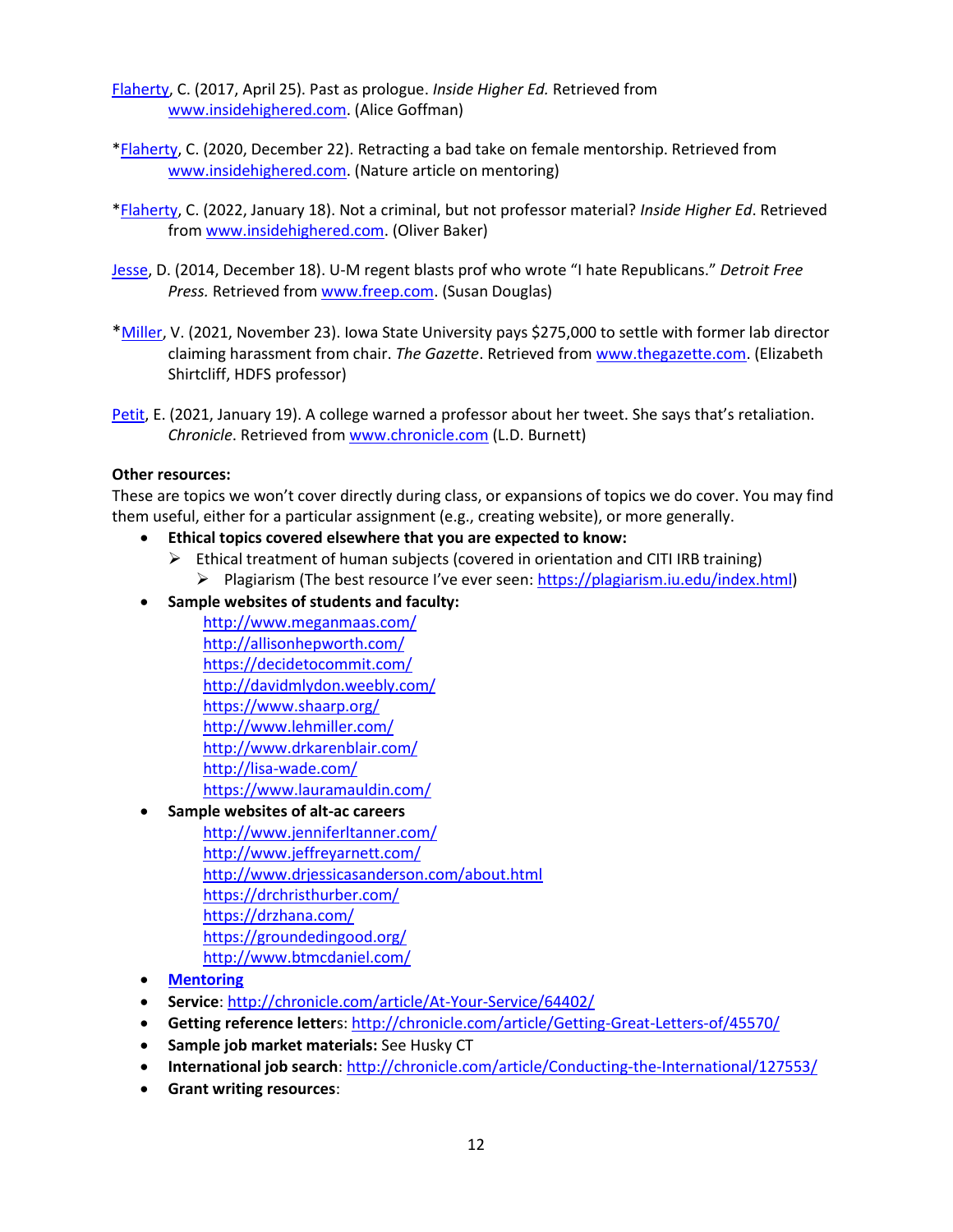[Flaherty](#), C. (2017, April 25). Past as prologue. *Inside Higher Ed.* Retrieved from [www.insidehighered.com](http://www.insidehighered.com). (Alice Goffman)

*[Flaherty](#), C. (2020, December 22). Retracting a bad take on female mentorship. Retrieved from [www.insidehighered.com](http://www.insidehighered.com). (Nature article on mentoring)

*[Flaherty](#), C. (2022, January 18). Not a criminal, but not professor material? *Inside Higher Ed*. Retrieved from [www.insidehighered.com](http://www.insidehighered.com). (Oliver Baker)

[Jesse](#), D. (2014, December 18). U-M regent blasts prof who wrote "I hate Republicans." *Detroit Free Press.* Retrieved from [www.freep.com](http://www.freep.com). (Susan Douglas)

*[Miller](#), V. (2021, November 23). Iowa State University pays $275,000 to settle with former lab director claiming harassment from chair. *The Gazette*. Retrieved from [www.thegazette.com](http://www.thegazette.com). (Elizabeth Shirtcliff, HDFS professor)

[Petit](#), E. (2021, January 19). A college warned a professor about her tweet. She says that's retaliation. *Chronicle*. Retrieved from [www.chronicle.com](http://www.chronicle.com) (L.D. Burnett)

**Other resources:**

These are topics we won't cover directly during class, or expansions of topics we do cover. You may find them useful, either for a particular assignment (e.g., creating website), or more generally.

- **Ethical topics covered elsewhere that you are expected to know:**
  - Ethical treatment of human subjects (covered in orientation and CITI IRB training)
    - Plagiarism (The best resource I've ever seen: https://plagiarism.iu.edu/index.html)
- **Sample websites of students and faculty:**
  - http://www.meganmaas.com/
  - http://allisonhepworth.com/
  - https://decidetocommit.com/
  - http://davidmlydon.weebly.com/
  - https://www.shaarp.org/
  - http://www.lehmiller.com/
  - http://www.drkarenblair.com/
  - http://lisa-wade.com/
  - https://www.lauramauldin.com/
- **Sample websites of alt-ac careers**
  - http://www.jenniferltanner.com/
  - http://www.jeffreyarnett.com/
  - http://www.drjessicasanderson.com/about.html
  - https://drchristhurber.com/
  - https://drzhana.com/
  - https://groundedingood.org/
  - http://www.btmcdaniel.com/
- **[Mentoring](#)**
- **Service**: http://chronicle.com/article/At-Your-Service/64402/
- **Getting reference letters**: http://chronicle.com/article/Getting-Great-Letters-of/45570/
- **Sample job market materials:** See Husky CT
- **International job search**: http://chronicle.com/article/Conducting-the-International/127553/
- **Grant writing resources**: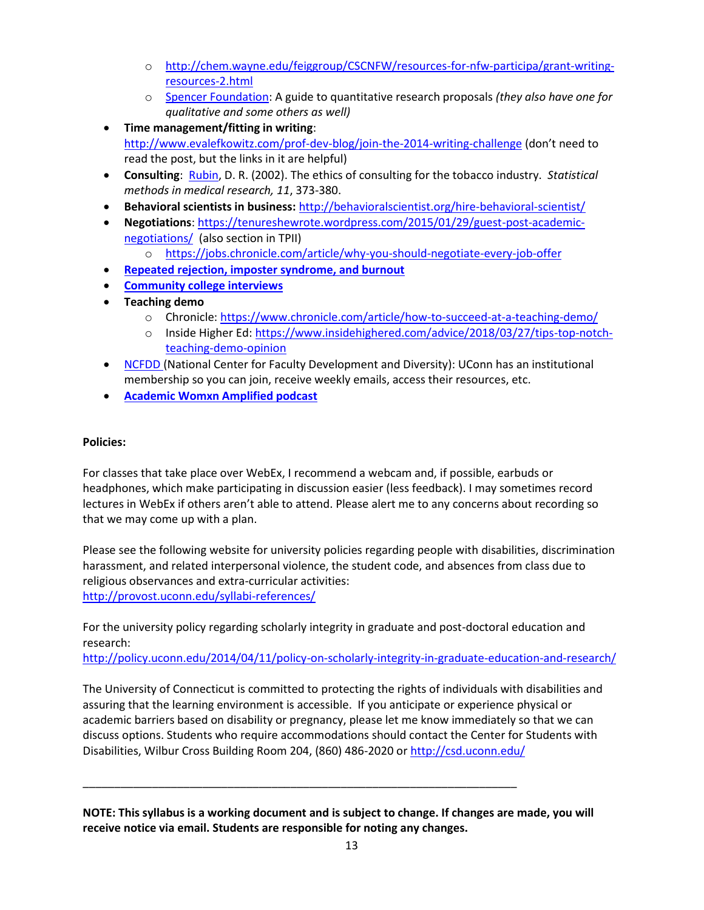- [http://chem.wayne.edu/feiggroup/CSCNFW/resources-for-nfw-participa/grant-writing-resources-2.html](http://chem.wayne.edu/feiggroup/CSCNFW/resources-for-nfw-participa/grant-writing-resources-2.html)
    - Spencer Foundation: A guide to quantitative research proposals *(they also have one for qualitative and some others as well)*
- **Time management/fitting in writing**: [http://www.evalefkowitz.com/prof-dev-blog/join-the-2014-writing-challenge](http://www.evalefkowitz.com/prof-dev-blog/join-the-2014-writing-challenge) (don't need to read the post, but the links in it are helpful)
- **Consulting**: Rubin, D. R. (2002). The ethics of consulting for the tobacco industry. *Statistical methods in medical research, 11*, 373-380.
- **Behavioral scientists in business:** [http://behavioralscientist.org/hire-behavioral-scientist/](http://behavioralscientist.org/hire-behavioral-scientist/)
- **Negotiations**: [https://tenureshewrote.wordpress.com/2015/01/29/guest-post-academic-negotiations/](https://tenureshewrote.wordpress.com/2015/01/29/guest-post-academic-negotiations/) (also section in TPII)
    - [https://jobs.chronicle.com/article/why-you-should-negotiate-every-job-offer](https://jobs.chronicle.com/article/why-you-should-negotiate-every-job-offer)
- **Repeated rejection, imposter syndrome, and burnout**
- **Community college interviews**
- **Teaching demo**
    - Chronicle: [https://www.chronicle.com/article/how-to-succeed-at-a-teaching-demo/](https://www.chronicle.com/article/how-to-succeed-at-a-teaching-demo/)
    - Inside Higher Ed: [https://www.insidehighered.com/advice/2018/03/27/tips-top-notch-teaching-demo-opinion](https://www.insidehighered.com/advice/2018/03/27/tips-top-notch-teaching-demo-opinion)
- NCFDD (National Center for Faculty Development and Diversity): UConn has an institutional membership so you can join, receive weekly emails, access their resources, etc.
- **Academic Womxn Amplified podcast**

**Policies:**

For classes that take place over WebEx, I recommend a webcam and, if possible, earbuds or headphones, which make participating in discussion easier (less feedback). I may sometimes record lectures in WebEx if others aren't able to attend. Please alert me to any concerns about recording so that we may come up with a plan.

Please see the following website for university policies regarding people with disabilities, discrimination harassment, and related interpersonal violence, the student code, and absences from class due to religious observances and extra-curricular activities:
[http://provost.uconn.edu/syllabi-references/](http://provost.uconn.edu/syllabi-references/)

For the university policy regarding scholarly integrity in graduate and post-doctoral education and research:
[http://policy.uconn.edu/2014/04/11/policy-on-scholarly-integrity-in-graduate-education-and-research/](http://policy.uconn.edu/2014/04/11/policy-on-scholarly-integrity-in-graduate-education-and-research/)

The University of Connecticut is committed to protecting the rights of individuals with disabilities and assuring that the learning environment is accessible. If you anticipate or experience physical or academic barriers based on disability or pregnancy, please let me know immediately so that we can discuss options. Students who require accommodations should contact the Center for Students with Disabilities, Wilbur Cross Building Room 204, (860) 486-2020 or [http://csd.uconn.edu/](http://csd.uconn.edu/)

---

**NOTE: This syllabus is a working document and is subject to change. If changes are made, you will receive notice via email. Students are responsible for noting any changes.**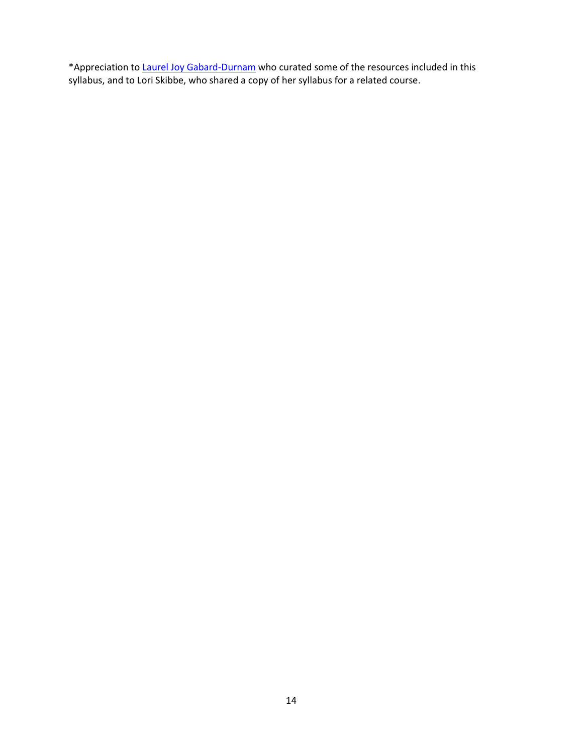*Appreciation to [Laurel Joy Gabard-Durnam] who curated some of the resources included in this syllabus, and to Lori Skibbe, who shared a copy of her syllabus for a related course.